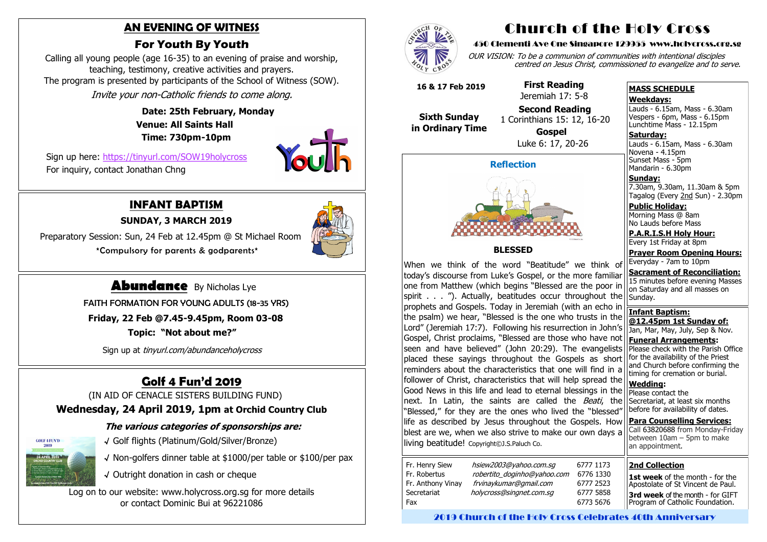# AN EVENING OF WITNESS

## For Youth By Youth

Calling all young people (age 16-35) to an evening of praise and worship, teaching, testimony, creative activities and prayers.
The program is presented by participants of the School of Witness (SOW).

*Invite your non-Catholic friends to come along.*

**Date: 25th February, Monday**
**Venue: All Saints Hall**
**Time: 730pm-10pm**

Sign up here: https://tinyurl.com/SOW19holycross
For inquiry, contact Jonathan Chng

# INFANT BAPTISM

**SUNDAY, 3 MARCH 2019**

Preparatory Session: Sun, 24 Feb at 12.45pm @ St Michael Room
\*Compulsory for parents & godparents\*

# Abundance By Nicholas Lye

FAITH FORMATION FOR YOUNG ADULTS (18-35 YRS)

**Friday, 22 Feb @7.45-9.45pm, Room 03-08**

**Topic: "Not about me?"**

Sign up at *tinyurl.com/abundanceholycross*

# Golf 4 Fun'd 2019

(IN AID OF CENACLE SISTERS BUILDING FUND)

**Wednesday, 24 April 2019, 1pm at Orchid Country Club**

***The various categories of sponsorships are:***

- √ Golf flights (Platinum/Gold/Silver/Bronze)
- √ Non-golfers dinner table at $1000/per table or $100/per pax
- √ Outright donation in cash or cheque

Log on to our website: www.holycross.org.sg for more details or contact Dominic Bui at 96221086

# Church of the Holy Cross

450 Clementi Ave One Singapore 129955 www.holycross.org.sg

*OUR VISION: To be a communion of communities with intentional disciples centred on Jesus Christ, commissioned to evangelize and to serve.*

**16 & 17 Feb 2019**

**Sixth Sunday in Ordinary Time**

**First Reading**
Jeremiah 17: 5-8

**Second Reading**
1 Corinthians 15: 12, 16-20

**Gospel**
Luke 6: 17, 20-26

## Reflection

### BLESSED

When we think of the word "Beatitude" we think of today's discourse from Luke's Gospel, or the more familiar one from Matthew (which begins "Blessed are the poor in spirit . . . "). Actually, beatitudes occur throughout the prophets and Gospels. Today in Jeremiah (with an echo in the psalm) we hear, "Blessed is the one who trusts in the Lord" (Jeremiah 17:7). Following his resurrection in John's Gospel, Christ proclaims, "Blessed are those who have not seen and have believed" (John 20:29). The evangelists placed these sayings throughout the Gospels as short reminders about the characteristics that one will find in a follower of Christ, characteristics that will help spread the Good News in this life and lead to eternal blessings in the next. In Latin, the saints are called the *Beati*, the "Blessed," for they are the ones who lived the "blessed" life as described by Jesus throughout the Gospels. How blest are we, when we also strive to make our own days a living beatitude! Copyright©J.S.Paluch Co.

| | | |
|---|---|---|
| Fr. Henry Siew | *hsiew2003@yahoo.com.sg* | 6777 1173 |
| Fr. Robertus | *robertito_doginho@yahoo.com* | 6776 1330 |
| Fr. Anthony Vinay | *frvinaykumar@gmail.com* | 6777 2523 |
| Secretariat | *holycross@singnet.com.sg* | 6777 5858 |
| Fax | | 6773 5676 |

## MASS SCHEDULE

**Weekdays:**
Lauds - 6.15am, Mass - 6.30am
Vespers - 6pm, Mass - 6.15pm
Lunchtime Mass - 12.15pm

**Saturday:**
Lauds - 6.15am, Mass - 6.30am
Novena - 4.15pm
Sunset Mass - 5pm
Mandarin - 6.30pm

**Sunday:**
7.30am, 9.30am, 11.30am & 5pm
Tagalog (Every 2nd Sun) - 2.30pm

**Public Holiday:**
Morning Mass @ 8am
No Lauds before Mass

**P.A.R.I.S.H Holy Hour:**
Every 1st Friday at 8pm

**Prayer Room Opening Hours:**
Everyday - 7am to 10pm

**Sacrament of Reconciliation:**
15 minutes before evening Masses on Saturday and all masses on Sunday.

**Infant Baptism:**
**@12.45pm 1st Sunday of:**
Jan, Mar, May, July, Sep & Nov.

**Funeral Arrangements:**
Please check with the Parish Office for the availability of the Priest and Church before confirming the timing for cremation or burial.

**Wedding:**
Please contact the Secretariat, at least six months before for availability of dates.

**Para Counselling Services:**
Call 63820688 from Monday-Friday between 10am – 5pm to make an appointment.

## 2nd Collection

**1st week** of the month - for the Apostolate of St Vincent de Paul.

**3rd week** of the month - for GIFT Program of Catholic Foundation.

2019 Church of the Holy Cross Celebrates 40th Anniversary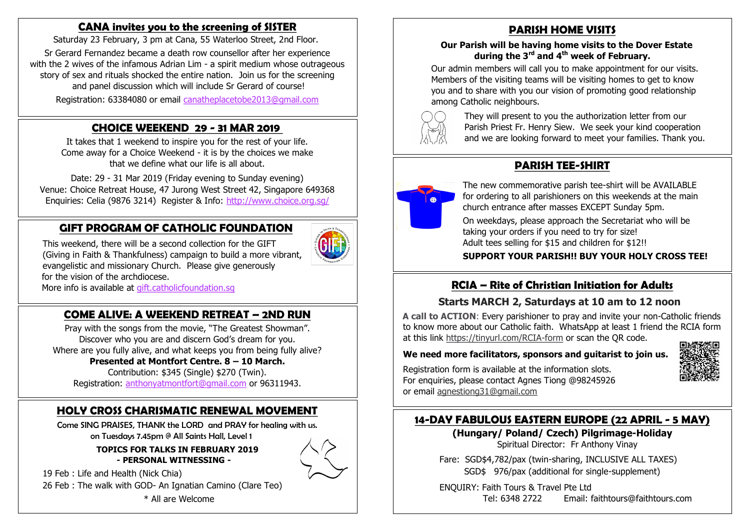## CANA invites you to the screening of SISTER

Saturday 23 February, 3 pm at Cana, 55 Waterloo Street, 2nd Floor.

Sr Gerard Fernandez became a death row counsellor after her experience with the 2 wives of the infamous Adrian Lim - a spirit medium whose outrageous story of sex and rituals shocked the entire nation. Join us for the screening and panel discussion which will include Sr Gerard of course!

Registration: 63384080 or email canatheplacetobe2013@gmail.com

## CHOICE WEEKEND 29 - 31 MAR 2019

It takes that 1 weekend to inspire you for the rest of your life. Come away for a Choice Weekend - it is by the choices we make that we define what our life is all about.

Date: 29 - 31 Mar 2019 (Friday evening to Sunday evening)
Venue: Choice Retreat House, 47 Jurong West Street 42, Singapore 649368
Enquiries: Celia (9876 3214) Register & Info: http://www.choice.org.sg/

## GIFT PROGRAM OF CATHOLIC FOUNDATION

This weekend, there will be a second collection for the GIFT (Giving in Faith & Thankfulness) campaign to build a more vibrant, evangelistic and missionary Church. Please give generously for the vision of the archdiocese.
More info is available at gift.catholicfoundation.sg

## COME ALIVE: A WEEKEND RETREAT – 2ND RUN

Pray with the songs from the movie, "The Greatest Showman".
Discover who you are and discern God's dream for you.
Where are you fully alive, and what keeps you from being fully alive?
**Presented at Montfort Centre. 8 – 10 March.**
Contribution: $345 (Single) $270 (Twin).
Registration: anthonyatmontfort@gmail.com or 96311943.

## HOLY CROSS CHARISMATIC RENEWAL MOVEMENT

Come SING PRAISES, THANK the LORD and PRAY for healing with us.
on Tuesdays 7.45pm @ All Saints Hall, Level 1

**TOPICS FOR TALKS IN FEBRUARY 2019**
**- PERSONAL WITNESSING -**

19 Feb : Life and Health (Nick Chia)
26 Feb : The walk with GOD- An Ignatian Camino (Clare Teo)

* All are Welcome

## PARISH HOME VISITS

**Our Parish will be having home visits to the Dover Estate during the 3rd and 4th week of February.**

Our admin members will call you to make appointment for our visits. Members of the visiting teams will be visiting homes to get to know you and to share with you our vision of promoting good relationship among Catholic neighbours.

They will present to you the authorization letter from our Parish Priest Fr. Henry Siew. We seek your kind cooperation and we are looking forward to meet your families. Thank you.

## PARISH TEE-SHIRT

The new commemorative parish tee-shirt will be AVAILABLE for ordering to all parishioners on this weekends at the main church entrance after masses EXCEPT Sunday 5pm.

On weekdays, please approach the Secretariat who will be taking your orders if you need to try for size!
Adult tees selling for $15 and children for $12!!

**SUPPORT YOUR PARISH!! BUY YOUR HOLY CROSS TEE!**

## RCIA – Rite of Christian Initiation for Adults

### Starts MARCH 2, Saturdays at 10 am to 12 noon

**A call to ACTION**: Every parishioner to pray and invite your non-Catholic friends to know more about our Catholic faith. WhatsApp at least 1 friend the RCIA form at this link https://tinyurl.com/RCIA-form or scan the QR code.

**We need more facilitators, sponsors and guitarist to join us.**

Registration form is available at the information slots.
For enquiries, please contact Agnes Tiong @98245926 or email agnestiong31@gmail.com

## 14-DAY FABULOUS EASTERN EUROPE (22 APRIL - 5 MAY)

**(Hungary/ Poland/ Czech) Pilgrimage-Holiday**
Spiritual Director: Fr Anthony Vinay

Fare: SGD$4,782/pax (twin-sharing, INCLUSIVE ALL TAXES)
SGD$ 976/pax (additional for single-supplement)

ENQUIRY: Faith Tours & Travel Pte Ltd
Tel: 6348 2722 Email: faithtours@faithtours.com